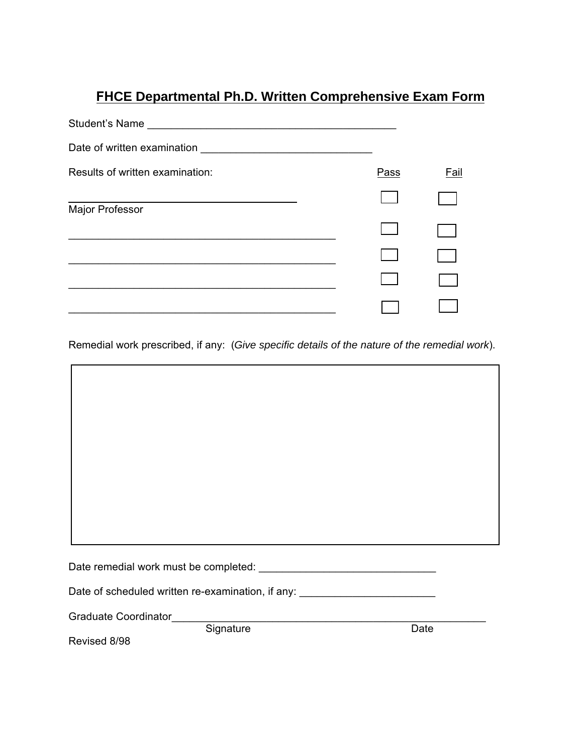# FHCE Departmental Ph.D. Written Comprehensive Exam Form

Student's Name ___________________________________________

Date of written examination _____________________________

Results of written examination:

| | Pass | Fail |
|---|---|---|
| ________________________________________ Major Professor | ☐ | ☐ |
| ______________________________________________ | ☐ | ☐ |
| ______________________________________________ | ☐ | ☐ |
| ______________________________________________ | ☐ | ☐ |
| ______________________________________________ | ☐ | ☐ |

Remedial work prescribed, if any: (*Give specific details of the nature of the remedial work*).

| |
|---|
| |

Date remedial work must be completed: ______________________________

Date of scheduled written re-examination, if any: _______________________

Graduate Coordinator_______________________________________________________

Signature Date

Revised 8/98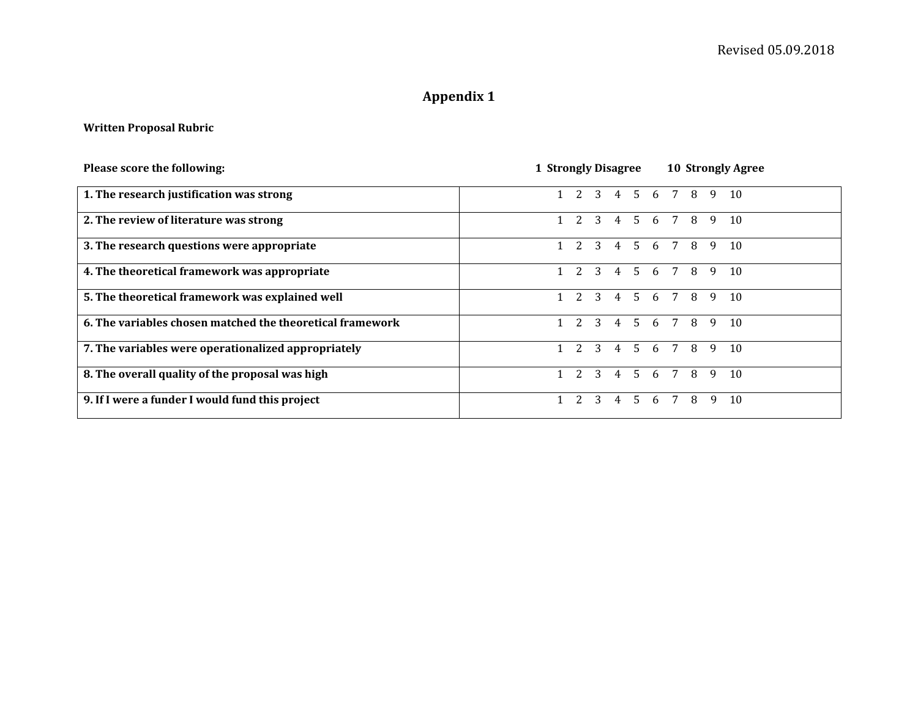Revised 05.09.2018

# Appendix 1

**Written Proposal Rubric**

**Please score the following:** **1 Strongly Disagree** **10 Strongly Agree**

| | |
|---|---|
| **1. The research justification was strong** | 1 2 3 4 5 6 7 8 9 10 |
| **2. The review of literature was strong** | 1 2 3 4 5 6 7 8 9 10 |
| **3. The research questions were appropriate** | 1 2 3 4 5 6 7 8 9 10 |
| **4. The theoretical framework was appropriate** | 1 2 3 4 5 6 7 8 9 10 |
| **5. The theoretical framework was explained well** | 1 2 3 4 5 6 7 8 9 10 |
| **6. The variables chosen matched the theoretical framework** | 1 2 3 4 5 6 7 8 9 10 |
| **7. The variables were operationalized appropriately** | 1 2 3 4 5 6 7 8 9 10 |
| **8. The overall quality of the proposal was high** | 1 2 3 4 5 6 7 8 9 10 |
| **9. If I were a funder I would fund this project** | 1 2 3 4 5 6 7 8 9 10 |